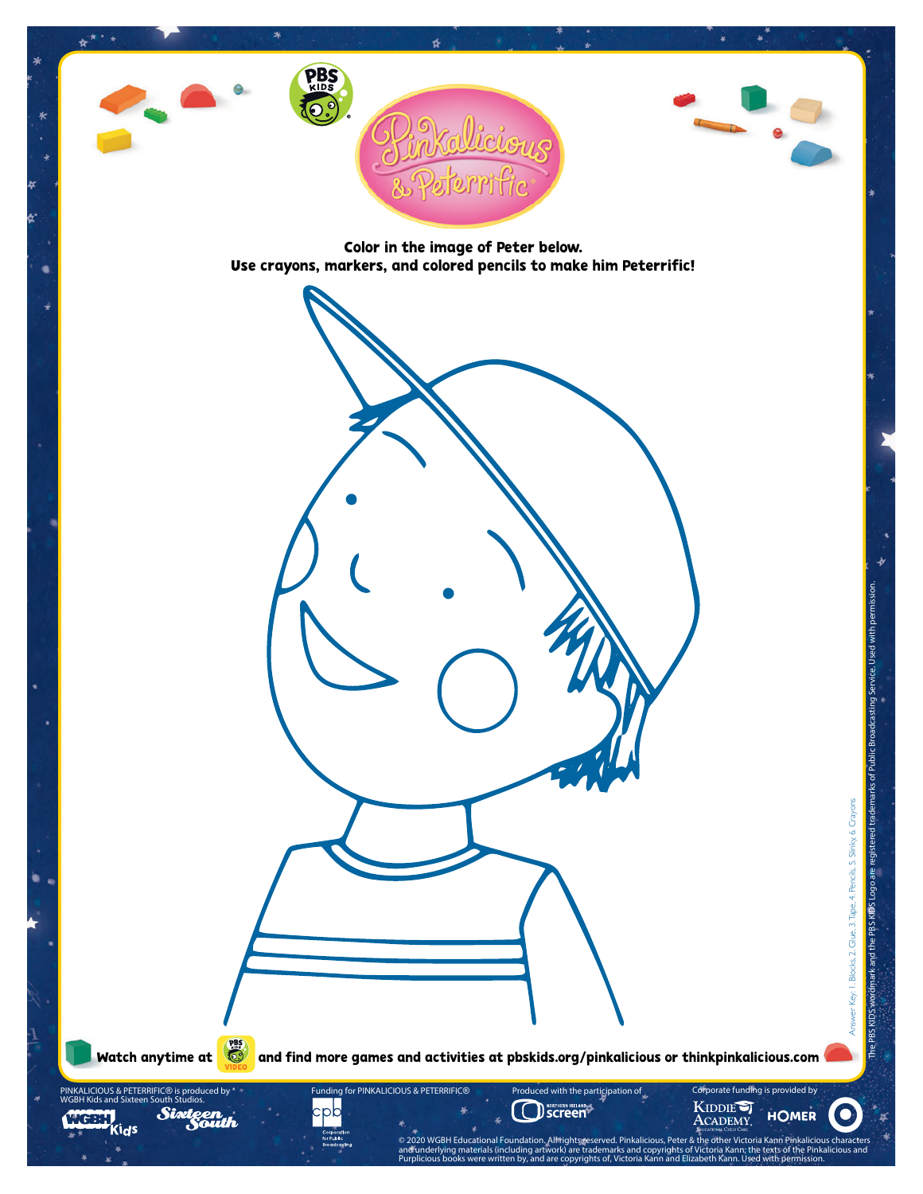Color in the image of Peter below.
Use crayons, markers, and colored pencils to make him Peterrific!

Watch anytime at and find more games and activities at pbskids.org/pinkalicious or thinkpinkalicious.com

Answer Key: 1. Blocks, 2. Glue, 3. Tape, 4. Pencils, 5. Slinky, 6. Crayons

The PBS KIDS wordmark and the PBS KIDS Logo are registered trademarks of Public Broadcasting Service. Used with permission.

PINKALICIOUS & PETERRIFIC® is produced by WGBH Kids and Sixteen South Studios.

Funding for PINKALICIOUS & PETERRIFIC®

Produced with the participation of

Corporate funding is provided by

© 2020 WGBH Educational Foundation. All rights reserved. Pinkalicious, Peter & the other Victoria Kann Pinkalicious characters and underlying materials (including artwork) are trademarks and copyrights of Victoria Kann; the texts of the Pinkalicious and Purplicious books were written by, and are copyrights of, Victoria Kann and Elizabeth Kann. Used with permission.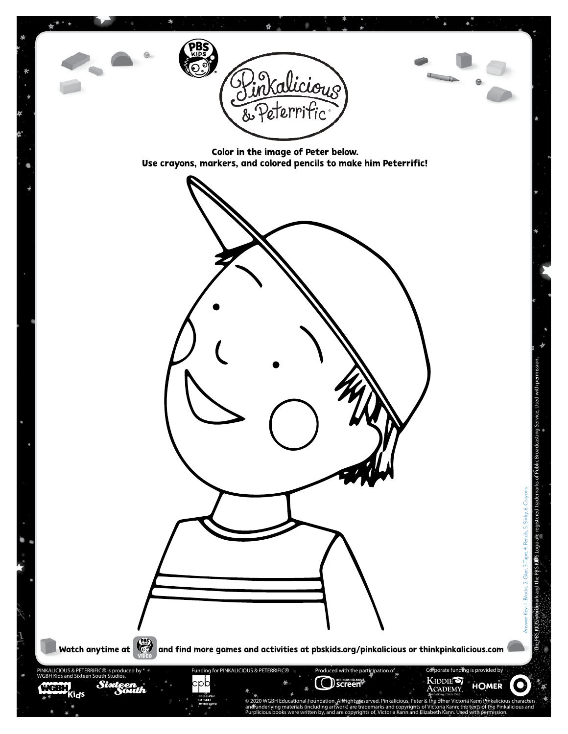PBS KIDS

Pinkalicious & Peterrific®

Color in the image of Peter below.
Use crayons, markers, and colored pencils to make him Peterrific!

Watch anytime at PBS KIDS VIDEO and find more games and activities at pbskids.org/pinkalicious or thinkpinkalicious.com

Answer Key: 1. Blocks, 2. Glue, 3. Tape, 4. Pencils, 5. Slinky, 6. Crayons

The PBS KIDS wordmark and the PBS KIDS Logo are registered trademarks of Public Broadcasting Service. Used with permission.

PINKALICIOUS & PETERRIFIC® is produced by WGBH Kids and Sixteen South Studios.

Funding for PINKALICIOUS & PETERRIFIC®

Corporation for Public Broadcasting

Produced with the participation of Northern Ireland Screen

Corporate funding is provided by Kiddie Academy Educational Child Care, HOMER

© 2020 WGBH Educational Foundation. All rights reserved. Pinkalicious, Peter & the other Victoria Kann Pinkalicious characters and underlying materials (including artwork) are trademarks and copyrights of Victoria Kann; the texts of the Pinkalicious and Purplicious books were written by, and are copyrights of, Victoria Kann and Elizabeth Kann. Used with permission.